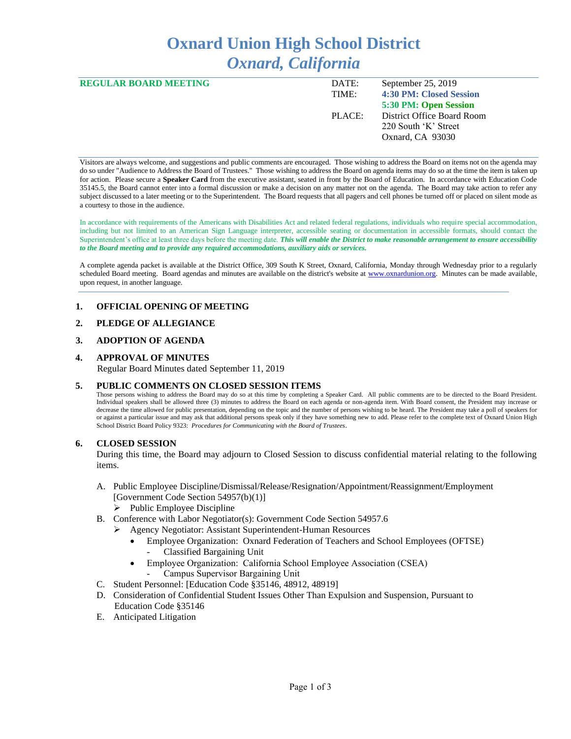# Oxnard Union High School District
## *Oxnard, California*

| **REGULAR BOARD MEETING** | DATE: | September 25, 2019 |
|---|---|---|
| | TIME: | **4:30 PM: Closed Session** |
| | | **5:30 PM: Open Session** |
| | PLACE: | District Office Board Room |
| | | 220 South 'K' Street |
| | | Oxnard, CA 93030 |

Visitors are always welcome, and suggestions and public comments are encouraged. Those wishing to address the Board on items not on the agenda may do so under "Audience to Address the Board of Trustees." Those wishing to address the Board on agenda items may do so at the time the item is taken up for action. Please secure a **Speaker Card** from the executive assistant, seated in front by the Board of Education. In accordance with Education Code 35145.5, the Board cannot enter into a formal discussion or make a decision on any matter not on the agenda. The Board may take action to refer any subject discussed to a later meeting or to the Superintendent. The Board requests that all pagers and cell phones be turned off or placed on silent mode as a courtesy to those in the audience.

In accordance with requirements of the Americans with Disabilities Act and related federal regulations, individuals who require special accommodation, including but not limited to an American Sign Language interpreter, accessible seating or documentation in accessible formats, should contact the Superintendent's office at least three days before the meeting date. ***This will enable the District to make reasonable arrangement to ensure accessibility to the Board meeting and to provide any required accommodations, auxiliary aids or services.***

A complete agenda packet is available at the District Office, 309 South K Street, Oxnard, California, Monday through Wednesday prior to a regularly scheduled Board meeting. Board agendas and minutes are available on the district's website at www.oxnardunion.org. Minutes can be made available, upon request, in another language.

**1. OFFICIAL OPENING OF MEETING**

**2. PLEDGE OF ALLEGIANCE**

**3. ADOPTION OF AGENDA**

**4. APPROVAL OF MINUTES**

Regular Board Minutes dated September 11, 2019

**5. PUBLIC COMMENTS ON CLOSED SESSION ITEMS**

Those persons wishing to address the Board may do so at this time by completing a Speaker Card. All public comments are to be directed to the Board President. Individual speakers shall be allowed three (3) minutes to address the Board on each agenda or non-agenda item. With Board consent, the President may increase or decrease the time allowed for public presentation, depending on the topic and the number of persons wishing to be heard. The President may take a poll of speakers for or against a particular issue and may ask that additional persons speak only if they have something new to add. Please refer to the complete text of Oxnard Union High School District Board Policy 9323: *Procedures for Communicating with the Board of Trustees*.

**6. CLOSED SESSION**

During this time, the Board may adjourn to Closed Session to discuss confidential material relating to the following items.

A. Public Employee Discipline/Dismissal/Release/Resignation/Appointment/Reassignment/Employment [Government Code Section 54957(b)(1)]
   - Public Employee Discipline

B. Conference with Labor Negotiator(s): Government Code Section 54957.6
   - Agency Negotiator: Assistant Superintendent-Human Resources
     - Employee Organization: Oxnard Federation of Teachers and School Employees (OFTSE)
       - Classified Bargaining Unit
     - Employee Organization: California School Employee Association (CSEA)
       - Campus Supervisor Bargaining Unit

C. Student Personnel: [Education Code §35146, 48912, 48919]

D. Consideration of Confidential Student Issues Other Than Expulsion and Suspension, Pursuant to Education Code §35146

E. Anticipated Litigation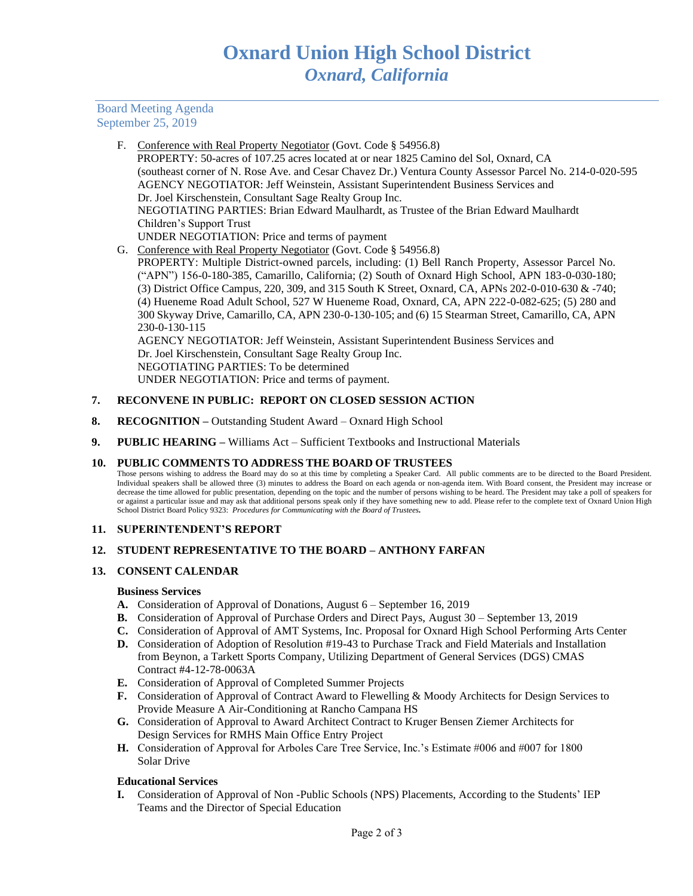# Oxnard Union High School District
## *Oxnard, California*

Board Meeting Agenda
September 25, 2019

F. Conference with Real Property Negotiator (Govt. Code § 54956.8)
PROPERTY: 50-acres of 107.25 acres located at or near 1825 Camino del Sol, Oxnard, CA (southeast corner of N. Rose Ave. and Cesar Chavez Dr.) Ventura County Assessor Parcel No. 214-0-020-595
AGENCY NEGOTIATOR: Jeff Weinstein, Assistant Superintendent Business Services and Dr. Joel Kirschenstein, Consultant Sage Realty Group Inc.
NEGOTIATING PARTIES: Brian Edward Maulhardt, as Trustee of the Brian Edward Maulhardt Children's Support Trust
UNDER NEGOTIATION: Price and terms of payment

G. Conference with Real Property Negotiator (Govt. Code § 54956.8)
PROPERTY: Multiple District-owned parcels, including: (1) Bell Ranch Property, Assessor Parcel No. ("APN") 156-0-180-385, Camarillo, California; (2) South of Oxnard High School, APN 183-0-030-180; (3) District Office Campus, 220, 309, and 315 South K Street, Oxnard, CA, APNs 202-0-010-630 & -740; (4) Hueneme Road Adult School, 527 W Hueneme Road, Oxnard, CA, APN 222-0-082-625; (5) 280 and 300 Skyway Drive, Camarillo, CA, APN 230-0-130-105; and (6) 15 Stearman Street, Camarillo, CA, APN 230-0-130-115
AGENCY NEGOTIATOR: Jeff Weinstein, Assistant Superintendent Business Services and Dr. Joel Kirschenstein, Consultant Sage Realty Group Inc.
NEGOTIATING PARTIES: To be determined
UNDER NEGOTIATION: Price and terms of payment.

**7. RECONVENE IN PUBLIC: REPORT ON CLOSED SESSION ACTION**

**8. RECOGNITION –** Outstanding Student Award – Oxnard High School

**9. PUBLIC HEARING –** Williams Act – Sufficient Textbooks and Instructional Materials

**10. PUBLIC COMMENTS TO ADDRESS THE BOARD OF TRUSTEES**

Those persons wishing to address the Board may do so at this time by completing a Speaker Card. All public comments are to be directed to the Board President. Individual speakers shall be allowed three (3) minutes to address the Board on each agenda or non-agenda item. With Board consent, the President may increase or decrease the time allowed for public presentation, depending on the topic and the number of persons wishing to be heard. The President may take a poll of speakers for or against a particular issue and may ask that additional persons speak only if they have something new to add. Please refer to the complete text of Oxnard Union High School District Board Policy 9323: *Procedures for Communicating with the Board of Trustees.*

**11. SUPERINTENDENT'S REPORT**

**12. STUDENT REPRESENTATIVE TO THE BOARD – ANTHONY FARFAN**

**13. CONSENT CALENDAR**

**Business Services**

**A.** Consideration of Approval of Donations, August 6 – September 16, 2019
**B.** Consideration of Approval of Purchase Orders and Direct Pays, August 30 – September 13, 2019
**C.** Consideration of Approval of AMT Systems, Inc. Proposal for Oxnard High School Performing Arts Center
**D.** Consideration of Adoption of Resolution #19-43 to Purchase Track and Field Materials and Installation from Beynon, a Tarkett Sports Company, Utilizing Department of General Services (DGS) CMAS Contract #4-12-78-0063A
**E.** Consideration of Approval of Completed Summer Projects
**F.** Consideration of Approval of Contract Award to Flewelling & Moody Architects for Design Services to Provide Measure A Air-Conditioning at Rancho Campana HS
**G.** Consideration of Approval to Award Architect Contract to Kruger Bensen Ziemer Architects for Design Services for RMHS Main Office Entry Project
**H.** Consideration of Approval for Arboles Care Tree Service, Inc.'s Estimate #006 and #007 for 1800 Solar Drive

**Educational Services**

**I.** Consideration of Approval of Non -Public Schools (NPS) Placements, According to the Students' IEP Teams and the Director of Special Education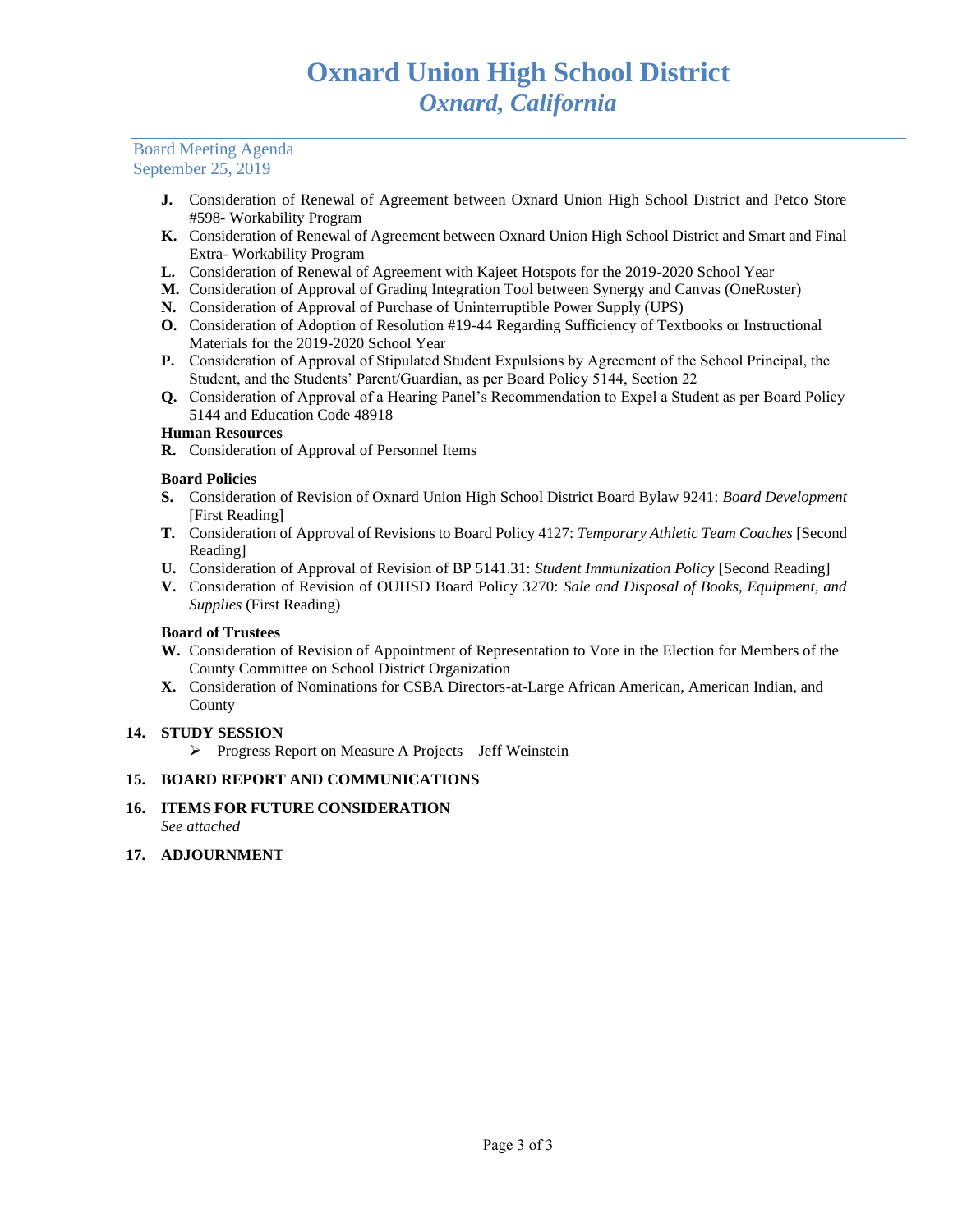# Oxnard Union High School District
## *Oxnard, California*

Board Meeting Agenda
September 25, 2019

- **J.** Consideration of Renewal of Agreement between Oxnard Union High School District and Petco Store #598- Workability Program
- **K.** Consideration of Renewal of Agreement between Oxnard Union High School District and Smart and Final Extra- Workability Program
- **L.** Consideration of Renewal of Agreement with Kajeet Hotspots for the 2019-2020 School Year
- **M.** Consideration of Approval of Grading Integration Tool between Synergy and Canvas (OneRoster)
- **N.** Consideration of Approval of Purchase of Uninterruptible Power Supply (UPS)
- **O.** Consideration of Adoption of Resolution #19-44 Regarding Sufficiency of Textbooks or Instructional Materials for the 2019-2020 School Year
- **P.** Consideration of Approval of Stipulated Student Expulsions by Agreement of the School Principal, the Student, and the Students' Parent/Guardian, as per Board Policy 5144, Section 22
- **Q.** Consideration of Approval of a Hearing Panel's Recommendation to Expel a Student as per Board Policy 5144 and Education Code 48918

**Human Resources**

- **R.** Consideration of Approval of Personnel Items

**Board Policies**

- **S.** Consideration of Revision of Oxnard Union High School District Board Bylaw 9241: *Board Development* [First Reading]
- **T.** Consideration of Approval of Revisions to Board Policy 4127: *Temporary Athletic Team Coaches* [Second Reading]
- **U.** Consideration of Approval of Revision of BP 5141.31: *Student Immunization Policy* [Second Reading]
- **V.** Consideration of Revision of OUHSD Board Policy 3270: *Sale and Disposal of Books, Equipment, and Supplies* (First Reading)

**Board of Trustees**

- **W.** Consideration of Revision of Appointment of Representation to Vote in the Election for Members of the County Committee on School District Organization
- **X.** Consideration of Nominations for CSBA Directors-at-Large African American, American Indian, and County

**14. STUDY SESSION**

- Progress Report on Measure A Projects – Jeff Weinstein

**15. BOARD REPORT AND COMMUNICATIONS**

**16. ITEMS FOR FUTURE CONSIDERATION**
*See attached*

**17. ADJOURNMENT**